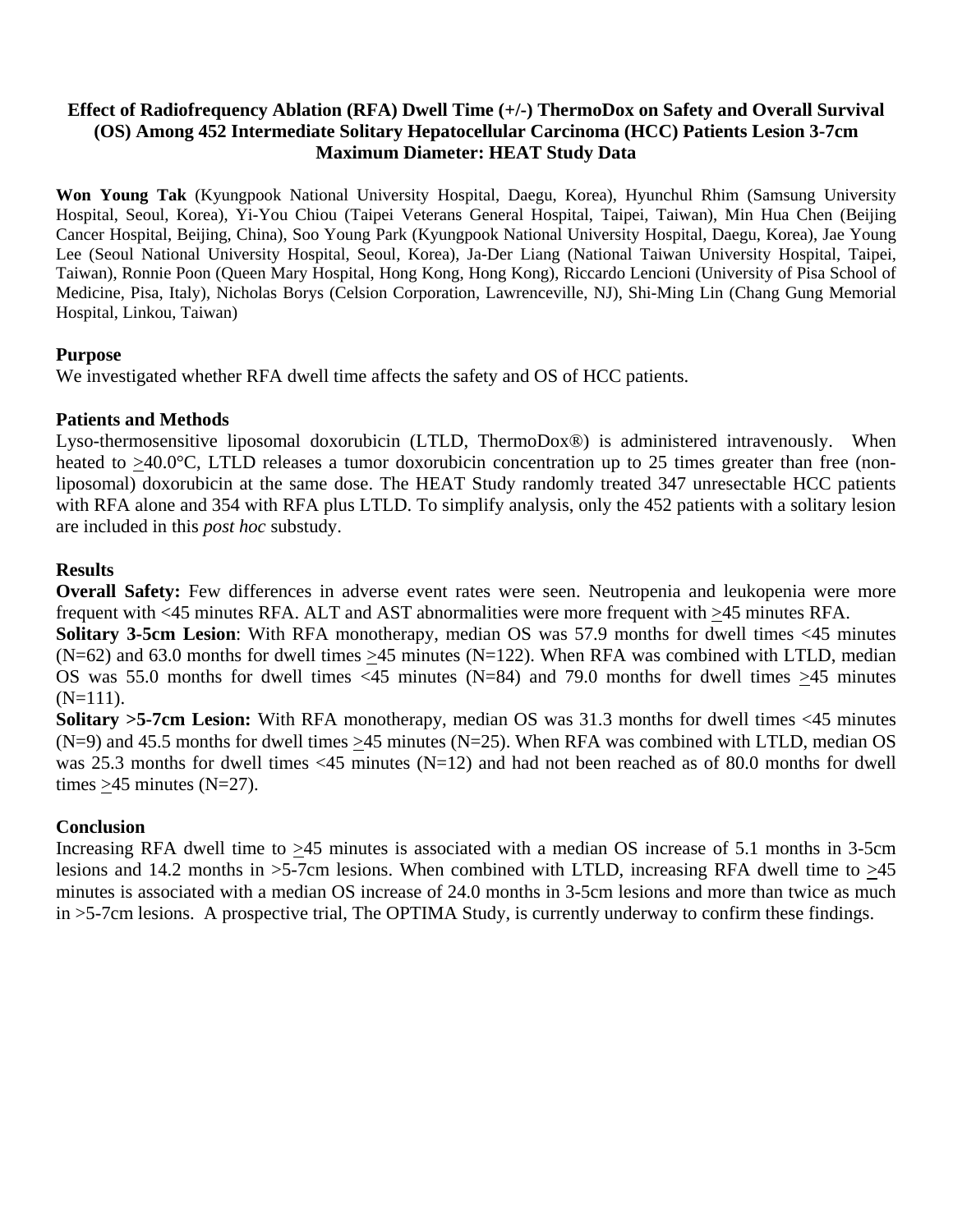# Effect of Radiofrequency Ablation (RFA) Dwell Time (+/-) ThermoDox on Safety and Overall Survival (OS) Among 452 Intermediate Solitary Hepatocellular Carcinoma (HCC) Patients Lesion 3-7cm Maximum Diameter: HEAT Study Data

**Won Young Tak** (Kyungpook National University Hospital, Daegu, Korea), Hyunchul Rhim (Samsung University Hospital, Seoul, Korea), Yi-You Chiou (Taipei Veterans General Hospital, Taipei, Taiwan), Min Hua Chen (Beijing Cancer Hospital, Beijing, China), Soo Young Park (Kyungpook National University Hospital, Daegu, Korea), Jae Young Lee (Seoul National University Hospital, Seoul, Korea), Ja-Der Liang (National Taiwan University Hospital, Taipei, Taiwan), Ronnie Poon (Queen Mary Hospital, Hong Kong, Hong Kong), Riccardo Lencioni (University of Pisa School of Medicine, Pisa, Italy), Nicholas Borys (Celsion Corporation, Lawrenceville, NJ), Shi-Ming Lin (Chang Gung Memorial Hospital, Linkou, Taiwan)

## Purpose

We investigated whether RFA dwell time affects the safety and OS of HCC patients.

## Patients and Methods

Lyso-thermosensitive liposomal doxorubicin (LTLD, ThermoDox®) is administered intravenously. When heated to ≥40.0°C, LTLD releases a tumor doxorubicin concentration up to 25 times greater than free (non-liposomal) doxorubicin at the same dose. The HEAT Study randomly treated 347 unresectable HCC patients with RFA alone and 354 with RFA plus LTLD. To simplify analysis, only the 452 patients with a solitary lesion are included in this *post hoc* substudy.

## Results

**Overall Safety:** Few differences in adverse event rates were seen. Neutropenia and leukopenia were more frequent with <45 minutes RFA. ALT and AST abnormalities were more frequent with ≥45 minutes RFA.

**Solitary 3-5cm Lesion**: With RFA monotherapy, median OS was 57.9 months for dwell times <45 minutes (N=62) and 63.0 months for dwell times ≥45 minutes (N=122). When RFA was combined with LTLD, median OS was 55.0 months for dwell times <45 minutes (N=84) and 79.0 months for dwell times ≥45 minutes (N=111).

**Solitary >5-7cm Lesion:** With RFA monotherapy, median OS was 31.3 months for dwell times <45 minutes (N=9) and 45.5 months for dwell times ≥45 minutes (N=25). When RFA was combined with LTLD, median OS was 25.3 months for dwell times <45 minutes (N=12) and had not been reached as of 80.0 months for dwell times ≥45 minutes (N=27).

## Conclusion

Increasing RFA dwell time to ≥45 minutes is associated with a median OS increase of 5.1 months in 3-5cm lesions and 14.2 months in >5-7cm lesions. When combined with LTLD, increasing RFA dwell time to ≥45 minutes is associated with a median OS increase of 24.0 months in 3-5cm lesions and more than twice as much in >5-7cm lesions. A prospective trial, The OPTIMA Study, is currently underway to confirm these findings.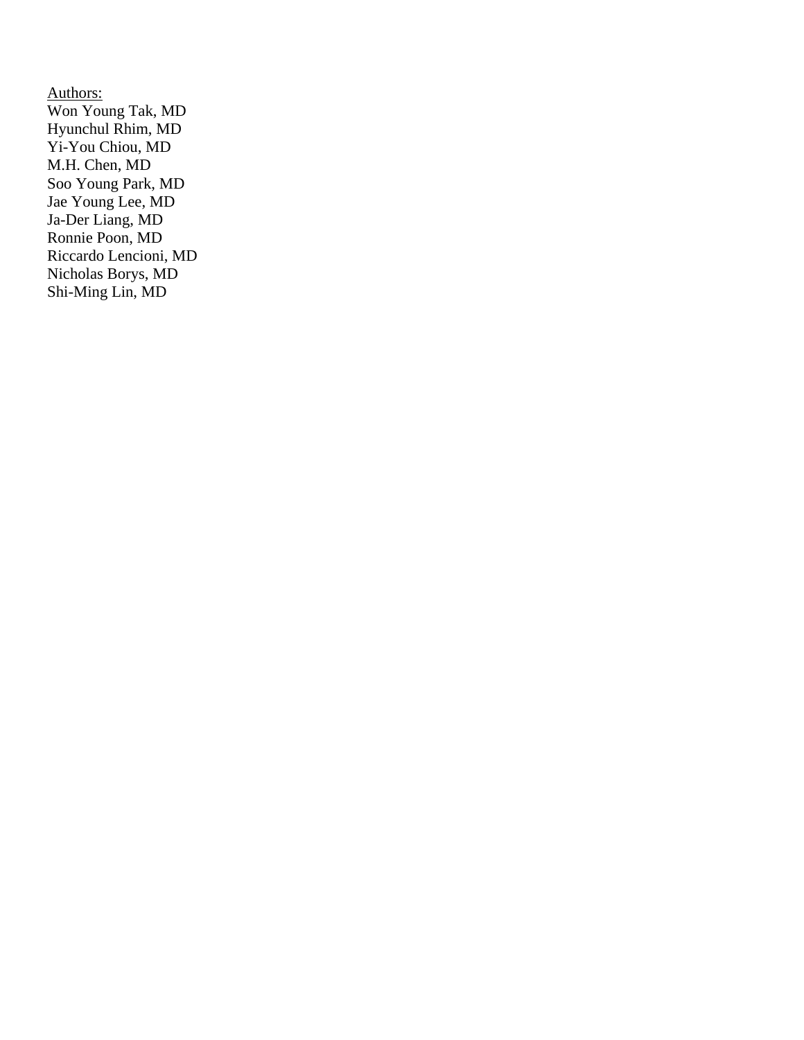Authors:

Won Young Tak, MD
Hyunchul Rhim, MD
Yi-You Chiou, MD
M.H. Chen, MD
Soo Young Park, MD
Jae Young Lee, MD
Ja-Der Liang, MD
Ronnie Poon, MD
Riccardo Lencioni, MD
Nicholas Borys, MD
Shi-Ming Lin, MD